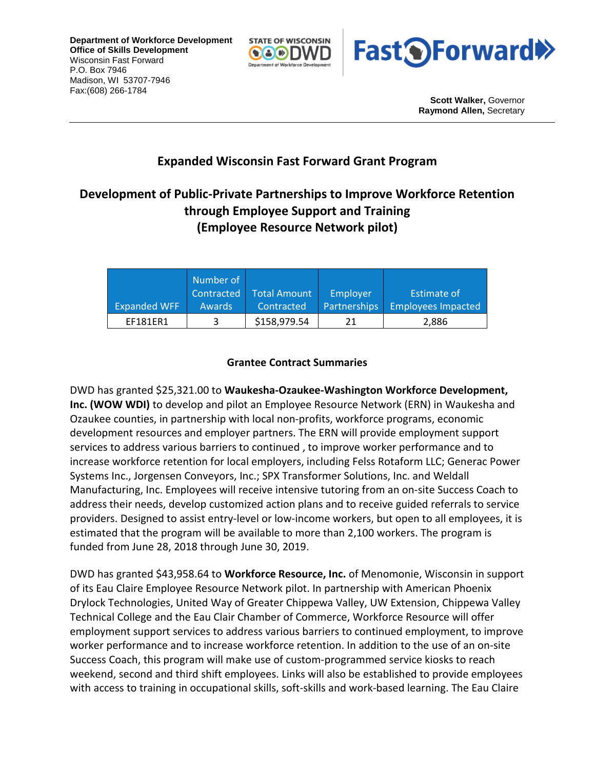**Department of Workforce Development**
**Office of Skills Development**
Wisconsin Fast Forward
P.O. Box 7946
Madison, WI 53707-7946
Fax:(608) 266-1784

**Scott Walker,** Governor
**Raymond Allen,** Secretary

## Expanded Wisconsin Fast Forward Grant Program

## Development of Public-Private Partnerships to Improve Workforce Retention through Employee Support and Training (Employee Resource Network pilot)

| Expanded WFF | Number of Contracted Awards | Total Amount Contracted | Employer Partnerships | Estimate of Employees Impacted |
|---|---|---|---|---|
| EF181ER1 | 3 | $158,979.54 | 21 | 2,886 |

### Grantee Contract Summaries

DWD has granted $25,321.00 to **Waukesha-Ozaukee-Washington Workforce Development, Inc. (WOW WDI)** to develop and pilot an Employee Resource Network (ERN) in Waukesha and Ozaukee counties, in partnership with local non-profits, workforce programs, economic development resources and employer partners. The ERN will provide employment support services to address various barriers to continued , to improve worker performance and to increase workforce retention for local employers, including Felss Rotaform LLC; Generac Power Systems Inc., Jorgensen Conveyors, Inc.; SPX Transformer Solutions, Inc. and Weldall Manufacturing, Inc. Employees will receive intensive tutoring from an on-site Success Coach to address their needs, develop customized action plans and to receive guided referrals to service providers. Designed to assist entry-level or low-income workers, but open to all employees, it is estimated that the program will be available to more than 2,100 workers. The program is funded from June 28, 2018 through June 30, 2019.

DWD has granted $43,958.64 to **Workforce Resource, Inc.** of Menomonie, Wisconsin in support of its Eau Claire Employee Resource Network pilot. In partnership with American Phoenix Drylock Technologies, United Way of Greater Chippewa Valley, UW Extension, Chippewa Valley Technical College and the Eau Clair Chamber of Commerce, Workforce Resource will offer employment support services to address various barriers to continued employment, to improve worker performance and to increase workforce retention. In addition to the use of an on-site Success Coach, this program will make use of custom-programmed service kiosks to reach weekend, second and third shift employees. Links will also be established to provide employees with access to training in occupational skills, soft-skills and work-based learning. The Eau Claire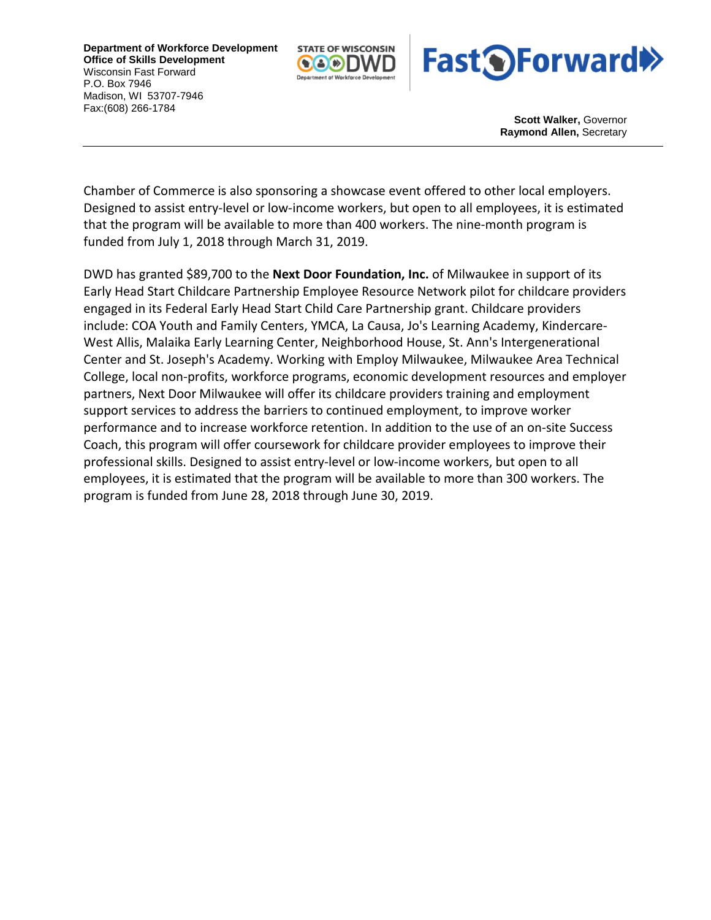Chamber of Commerce is also sponsoring a showcase event offered to other local employers. Designed to assist entry-level or low-income workers, but open to all employees, it is estimated that the program will be available to more than 400 workers. The nine-month program is funded from July 1, 2018 through March 31, 2019.

DWD has granted $89,700 to the **Next Door Foundation, Inc.** of Milwaukee in support of its Early Head Start Childcare Partnership Employee Resource Network pilot for childcare providers engaged in its Federal Early Head Start Child Care Partnership grant. Childcare providers include: COA Youth and Family Centers, YMCA, La Causa, Jo's Learning Academy, Kindercare-West Allis, Malaika Early Learning Center, Neighborhood House, St. Ann's Intergenerational Center and St. Joseph's Academy. Working with Employ Milwaukee, Milwaukee Area Technical College, local non-profits, workforce programs, economic development resources and employer partners, Next Door Milwaukee will offer its childcare providers training and employment support services to address the barriers to continued employment, to improve worker performance and to increase workforce retention. In addition to the use of an on-site Success Coach, this program will offer coursework for childcare provider employees to improve their professional skills. Designed to assist entry-level or low-income workers, but open to all employees, it is estimated that the program will be available to more than 300 workers. The program is funded from June 28, 2018 through June 30, 2019.